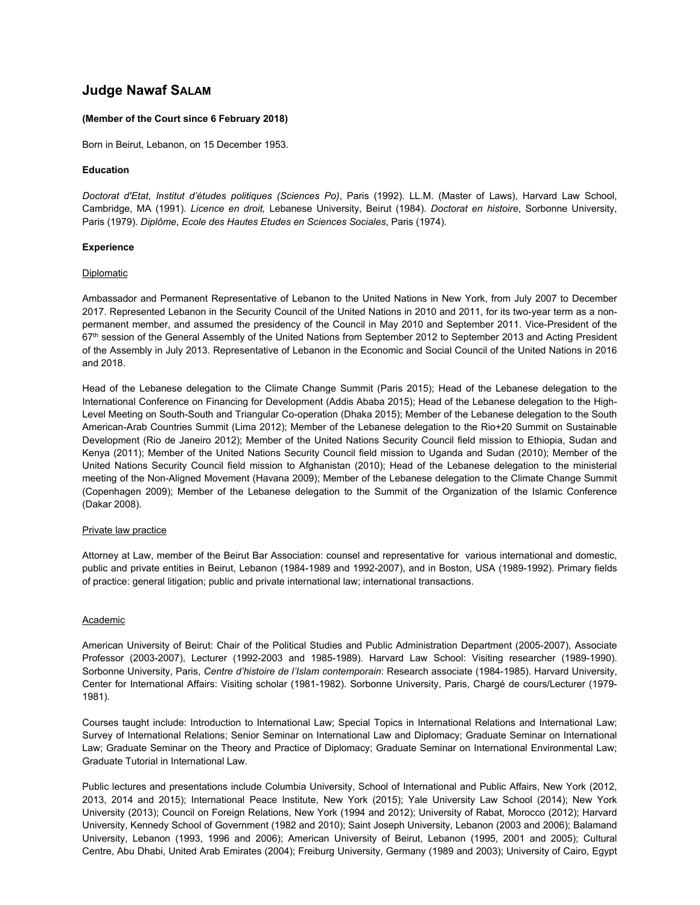# Judge Nawaf SALAM

**(Member of the Court since 6 February 2018)**

Born in Beirut, Lebanon, on 15 December 1953.

### Education

*Doctorat d'Etat*, *Institut d'études politiques (Sciences Po)*, Paris (1992). LL.M. (Master of Laws), Harvard Law School, Cambridge, MA (1991). *Licence en droit,* Lebanese University, Beirut (1984). *Doctorat en histoire*, Sorbonne University, Paris (1979). *Diplôme*, *Ecole des Hautes Etudes en Sciences Sociales*, Paris (1974).

### Experience

#### Diplomatic

Ambassador and Permanent Representative of Lebanon to the United Nations in New York, from July 2007 to December 2017. Represented Lebanon in the Security Council of the United Nations in 2010 and 2011, for its two-year term as a non-permanent member, and assumed the presidency of the Council in May 2010 and September 2011. Vice-President of the 67th session of the General Assembly of the United Nations from September 2012 to September 2013 and Acting President of the Assembly in July 2013. Representative of Lebanon in the Economic and Social Council of the United Nations in 2016 and 2018.

Head of the Lebanese delegation to the Climate Change Summit (Paris 2015); Head of the Lebanese delegation to the International Conference on Financing for Development (Addis Ababa 2015); Head of the Lebanese delegation to the High-Level Meeting on South-South and Triangular Co-operation (Dhaka 2015); Member of the Lebanese delegation to the South American-Arab Countries Summit (Lima 2012); Member of the Lebanese delegation to the Rio+20 Summit on Sustainable Development (Rio de Janeiro 2012); Member of the United Nations Security Council field mission to Ethiopia, Sudan and Kenya (2011); Member of the United Nations Security Council field mission to Uganda and Sudan (2010); Member of the United Nations Security Council field mission to Afghanistan (2010); Head of the Lebanese delegation to the ministerial meeting of the Non-Aligned Movement (Havana 2009); Member of the Lebanese delegation to the Climate Change Summit (Copenhagen 2009); Member of the Lebanese delegation to the Summit of the Organization of the Islamic Conference (Dakar 2008).

#### Private law practice

Attorney at Law, member of the Beirut Bar Association: counsel and representative for various international and domestic, public and private entities in Beirut, Lebanon (1984-1989 and 1992-2007), and in Boston, USA (1989-1992). Primary fields of practice: general litigation; public and private international law; international transactions.

#### Academic

American University of Beirut: Chair of the Political Studies and Public Administration Department (2005-2007), Associate Professor (2003-2007), Lecturer (1992-2003 and 1985-1989). Harvard Law School: Visiting researcher (1989-1990). Sorbonne University, Paris, *Centre d'histoire de l'Islam contemporain*: Research associate (1984-1985). Harvard University, Center for International Affairs: Visiting scholar (1981-1982). Sorbonne University, Paris, Chargé de cours/Lecturer (1979-1981).

Courses taught include: Introduction to International Law; Special Topics in International Relations and International Law; Survey of International Relations; Senior Seminar on International Law and Diplomacy; Graduate Seminar on International Law; Graduate Seminar on the Theory and Practice of Diplomacy; Graduate Seminar on International Environmental Law; Graduate Tutorial in International Law.

Public lectures and presentations include Columbia University, School of International and Public Affairs, New York (2012, 2013, 2014 and 2015); International Peace Institute, New York (2015); Yale University Law School (2014); New York University (2013); Council on Foreign Relations, New York (1994 and 2012); University of Rabat, Morocco (2012); Harvard University, Kennedy School of Government (1982 and 2010); Saint Joseph University, Lebanon (2003 and 2006); Balamand University, Lebanon (1993, 1996 and 2006); American University of Beirut, Lebanon (1995, 2001 and 2005); Cultural Centre, Abu Dhabi, United Arab Emirates (2004); Freiburg University, Germany (1989 and 2003); University of Cairo, Egypt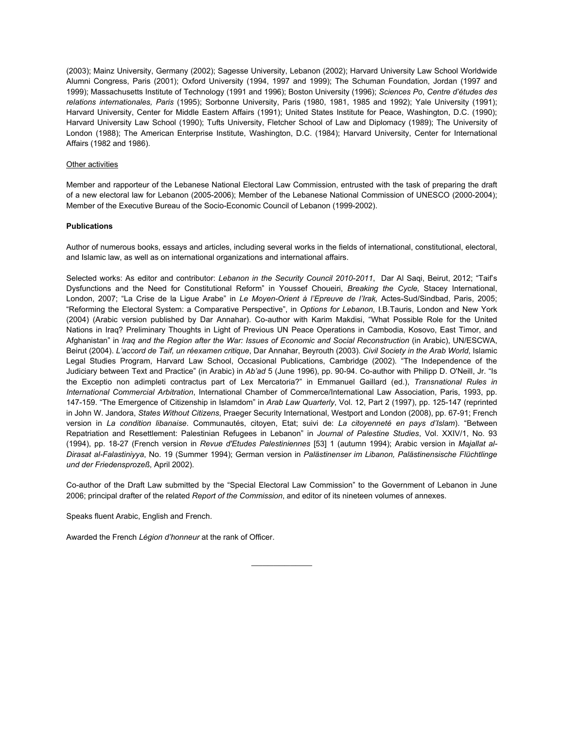(2003); Mainz University, Germany (2002); Sagesse University, Lebanon (2002); Harvard University Law School Worldwide Alumni Congress, Paris (2001); Oxford University (1994, 1997 and 1999); The Schuman Foundation, Jordan (1997 and 1999); Massachusetts Institute of Technology (1991 and 1996); Boston University (1996); *Sciences Po*, *Centre d'études des relations internationales, Paris* (1995); Sorbonne University, Paris (1980, 1981, 1985 and 1992); Yale University (1991); Harvard University, Center for Middle Eastern Affairs (1991); United States Institute for Peace, Washington, D.C. (1990); Harvard University Law School (1990); Tufts University, Fletcher School of Law and Diplomacy (1989); The University of London (1988); The American Enterprise Institute, Washington, D.C. (1984); Harvard University, Center for International Affairs (1982 and 1986).

<u>Other activities</u>

Member and rapporteur of the Lebanese National Electoral Law Commission, entrusted with the task of preparing the draft of a new electoral law for Lebanon (2005-2006); Member of the Lebanese National Commission of UNESCO (2000-2004); Member of the Executive Bureau of the Socio-Economic Council of Lebanon (1999-2002).

**Publications**

Author of numerous books, essays and articles, including several works in the fields of international, constitutional, electoral, and Islamic law, as well as on international organizations and international affairs.

Selected works: As editor and contributor: *Lebanon in the Security Council 2010-2011*, Dar Al Saqi, Beirut, 2012; "Taif's Dysfunctions and the Need for Constitutional Reform" in Youssef Choueiri, *Breaking the Cycle,* Stacey International, London, 2007; "La Crise de la Ligue Arabe" in *Le Moyen-Orient à l'Epreuve de l'Irak,* Actes-Sud/Sindbad, Paris, 2005; "Reforming the Electoral System: a Comparative Perspective", in *Options for Lebanon*, I.B.Tauris, London and New York (2004) (Arabic version published by Dar Annahar). Co-author with Karim Makdisi, "What Possible Role for the United Nations in Iraq? Preliminary Thoughts in Light of Previous UN Peace Operations in Cambodia, Kosovo, East Timor, and Afghanistan" in *Iraq and the Region after the War: Issues of Economic and Social Reconstruction* (in Arabic), UN/ESCWA, Beirut (2004). *L'accord de Taif, un réexamen critique*, Dar Annahar, Beyrouth (2003). *Civil Society in the Arab World*, Islamic Legal Studies Program, Harvard Law School, Occasional Publications, Cambridge (2002). "The Independence of the Judiciary between Text and Practice" (in Arabic) in *Ab'ad* 5 (June 1996), pp. 90-94. Co-author with Philipp D. O'Neill, Jr. "Is the Exceptio non adimpleti contractus part of Lex Mercatoria?" in Emmanuel Gaillard (ed.), *Transnational Rules in International Commercial Arbitration*, International Chamber of Commerce/International Law Association, Paris, 1993, pp. 147-159. "The Emergence of Citizenship in Islamdom" in *Arab Law Quarterly*, Vol. 12, Part 2 (1997), pp. 125-147 (reprinted in John W. Jandora, *States Without Citizens*, Praeger Security International, Westport and London (2008), pp. 67-91; French version in *La condition libanaise*. Communautés, citoyen, Etat; suivi de: *La citoyenneté en pays d'Islam*). "Between Repatriation and Resettlement: Palestinian Refugees in Lebanon" in *Journal of Palestine Studies*, Vol. XXIV/1, No. 93 (1994), pp. 18-27 (French version in *Revue d'Etudes Palestiniennes* [53] 1 (autumn 1994); Arabic version in *Majallat al-Dirasat al-Falastiniyya*, No. 19 (Summer 1994); German version in *Palästinenser im Libanon, Palästinensische Flüchtlinge und der Friedensprozeß,* April 2002).

Co-author of the Draft Law submitted by the "Special Electoral Law Commission" to the Government of Lebanon in June 2006; principal drafter of the related *Report of the Commission*, and editor of its nineteen volumes of annexes.

Speaks fluent Arabic, English and French.

Awarded the French *Légion d'honneur* at the rank of Officer.